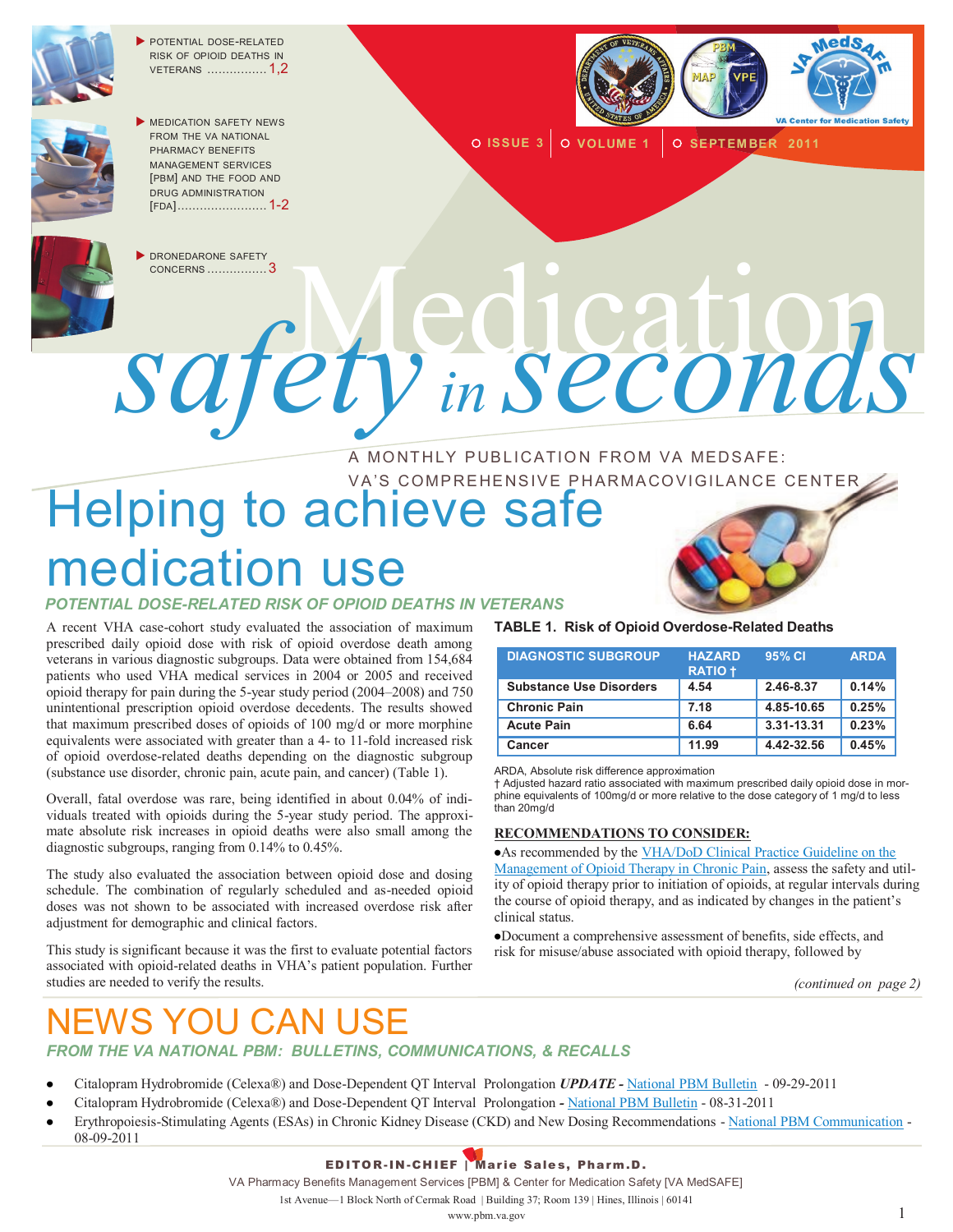- POTENTIAL DOSE-RELATED RISK OF OPIOID DEATHS IN VETERANS ................ 1,2
- MEDICATION SAFETY NEWS FROM THE VA NATIONAL PHARMACY BENEFITS MANAGEMENT SERVICES [PBM] AND THE FOOD AND DRUG ADMINISTRATION [FDA]........................ 1-2
- DRONEDARONE SAFETY CONCERNS ................ 3

VA Center for Medication Safety

ISSUE 3 | VOLUME 1 | SEPTEMBER 2011

# Medication safety in seconds

A MONTHLY PUBLICATION FROM VA MEDSAFE: VA'S COMPREHENSIVE PHARMACOVIGILANCE CENTER

# Helping to achieve safe medication use

## POTENTIAL DOSE-RELATED RISK OF OPIOID DEATHS IN VETERANS

A recent VHA case-cohort study evaluated the association of maximum prescribed daily opioid dose with risk of opioid overdose death among veterans in various diagnostic subgroups. Data were obtained from 154,684 patients who used VHA medical services in 2004 or 2005 and received opioid therapy for pain during the 5-year study period (2004–2008) and 750 unintentional prescription opioid overdose decedents. The results showed that maximum prescribed doses of opioids of 100 mg/d or more morphine equivalents were associated with greater than a 4- to 11-fold increased risk of opioid overdose-related deaths depending on the diagnostic subgroup (substance use disorder, chronic pain, acute pain, and cancer) (Table 1).

Overall, fatal overdose was rare, being identified in about 0.04% of individuals treated with opioids during the 5-year study period. The approximate absolute risk increases in opioid deaths were also small among the diagnostic subgroups, ranging from 0.14% to 0.45%.

The study also evaluated the association between opioid dose and dosing schedule. The combination of regularly scheduled and as-needed opioid doses was not shown to be associated with increased overdose risk after adjustment for demographic and clinical factors.

This study is significant because it was the first to evaluate potential factors associated with opioid-related deaths in VHA's patient population. Further studies are needed to verify the results.

**TABLE 1. Risk of Opioid Overdose-Related Deaths**

| DIAGNOSTIC SUBGROUP | HAZARD RATIO † | 95% CI | ARDA |
|---|---|---|---|
| Substance Use Disorders | 4.54 | 2.46-8.37 | 0.14% |
| Chronic Pain | 7.18 | 4.85-10.65 | 0.25% |
| Acute Pain | 6.64 | 3.31-13.31 | 0.23% |
| Cancer | 11.99 | 4.42-32.56 | 0.45% |

ARDA, Absolute risk difference approximation
† Adjusted hazard ratio associated with maximum prescribed daily opioid dose in morphine equivalents of 100mg/d or more relative to the dose category of 1 mg/d to less than 20mg/d

**RECOMMENDATIONS TO CONSIDER:**

- As recommended by the VHA/DoD Clinical Practice Guideline on the Management of Opioid Therapy in Chronic Pain, assess the safety and utility of opioid therapy prior to initiation of opioids, at regular intervals during the course of opioid therapy, and as indicated by changes in the patient's clinical status.
- Document a comprehensive assessment of benefits, side effects, and risk for misuse/abuse associated with opioid therapy, followed by

*(continued on page 2)*

# NEWS YOU CAN USE

## FROM THE VA NATIONAL PBM: BULLETINS, COMMUNICATIONS, & RECALLS

- Citalopram Hydrobromide (Celexa®) and Dose-Dependent QT Interval Prolongation ***UPDATE*** - National PBM Bulletin - 09-29-2011
- Citalopram Hydrobromide (Celexa®) and Dose-Dependent QT Interval Prolongation - National PBM Bulletin - 08-31-2011
- Erythropoiesis-Stimulating Agents (ESAs) in Chronic Kidney Disease (CKD) and New Dosing Recommendations - National PBM Communication - 08-09-2011

**EDITOR-IN-CHIEF | Marie Sales, Pharm.D.**

VA Pharmacy Benefits Management Services [PBM] & Center for Medication Safety [VA MedSAFE]

1st Avenue—1 Block North of Cermak Road | Building 37; Room 139 | Hines, Illinois | 60141

www.pbm.va.gov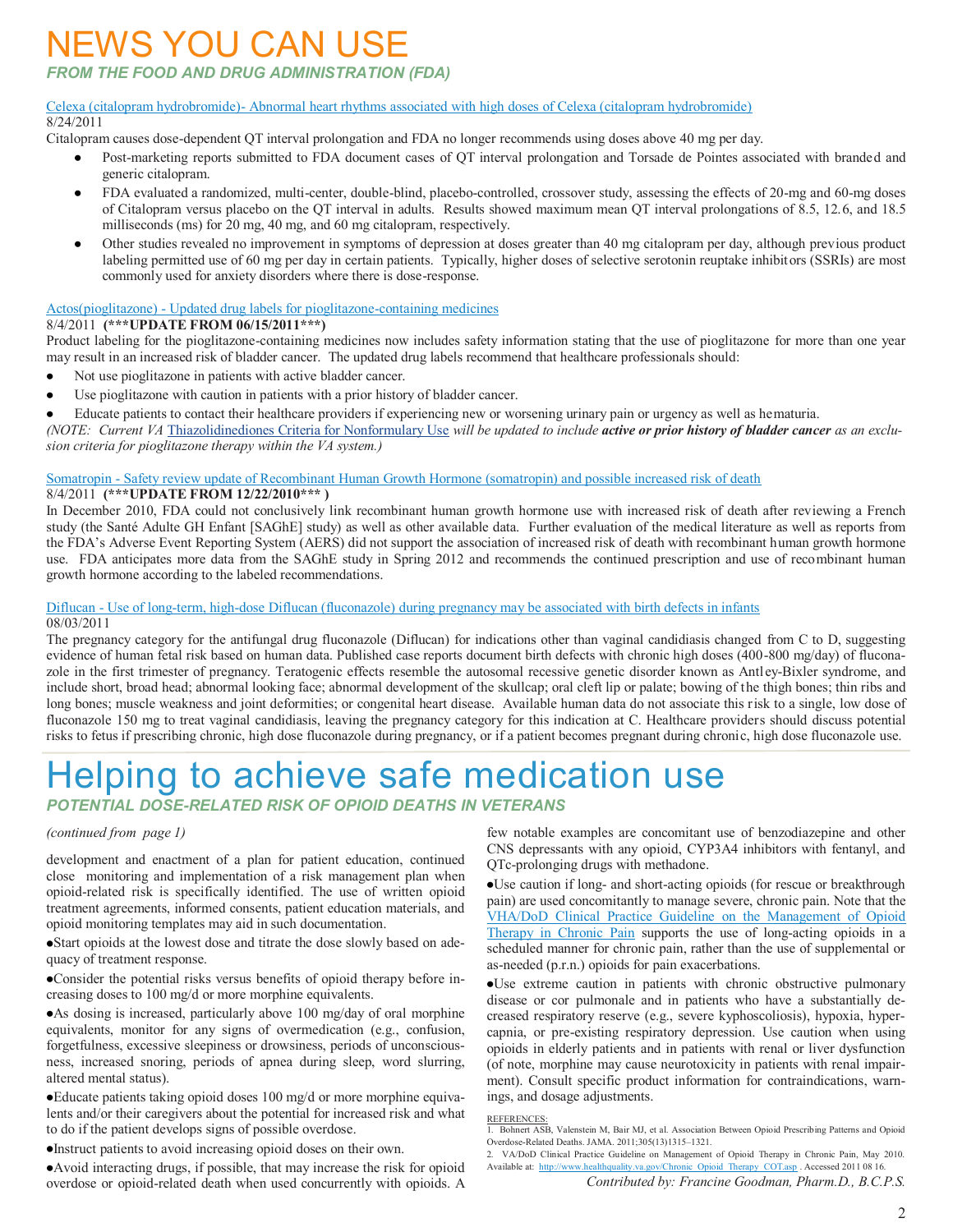# NEWS YOU CAN USE

### *FROM THE FOOD AND DRUG ADMINISTRATION (FDA)*

Celexa (citalopram hydrobromide)- Abnormal heart rhythms associated with high doses of Celexa (citalopram hydrobromide)
8/24/2011
Citalopram causes dose-dependent QT interval prolongation and FDA no longer recommends using doses above 40 mg per day.

- Post-marketing reports submitted to FDA document cases of QT interval prolongation and Torsade de Pointes associated with branded and generic citalopram.
- FDA evaluated a randomized, multi-center, double-blind, placebo-controlled, crossover study, assessing the effects of 20-mg and 60-mg doses of Citalopram versus placebo on the QT interval in adults. Results showed maximum mean QT interval prolongations of 8.5, 12.6, and 18.5 milliseconds (ms) for 20 mg, 40 mg, and 60 mg citalopram, respectively.
- Other studies revealed no improvement in symptoms of depression at doses greater than 40 mg citalopram per day, although previous product labeling permitted use of 60 mg per day in certain patients. Typically, higher doses of selective serotonin reuptake inhibitors (SSRIs) are most commonly used for anxiety disorders where there is dose-response.

Actos(pioglitazone) - Updated drug labels for pioglitazone-containing medicines
8/4/2011 **(***UPDATE FROM 06/15/2011***)**
Product labeling for the pioglitazone-containing medicines now includes safety information stating that the use of pioglitazone for more than one year may result in an increased risk of bladder cancer. The updated drug labels recommend that healthcare professionals should:

- Not use pioglitazone in patients with active bladder cancer.
- Use pioglitazone with caution in patients with a prior history of bladder cancer.
- Educate patients to contact their healthcare providers if experiencing new or worsening urinary pain or urgency as well as hematuria.

*(NOTE: Current VA* Thiazolidinediones Criteria for Nonformulary Use *will be updated to include* ***active or prior history of bladder cancer*** *as an exclusion criteria for pioglitazone therapy within the VA system.)*

Somatropin - Safety review update of Recombinant Human Growth Hormone (somatropin) and possible increased risk of death
8/4/2011 **(***UPDATE FROM 12/22/2010*** )**
In December 2010, FDA could not conclusively link recombinant human growth hormone use with increased risk of death after reviewing a French study (the Santé Adulte GH Enfant [SAGhE] study) as well as other available data. Further evaluation of the medical literature as well as reports from the FDA's Adverse Event Reporting System (AERS) did not support the association of increased risk of death with recombinant human growth hormone use. FDA anticipates more data from the SAGhE study in Spring 2012 and recommends the continued prescription and use of recombinant human growth hormone according to the labeled recommendations.

Diflucan - Use of long-term, high-dose Diflucan (fluconazole) during pregnancy may be associated with birth defects in infants
08/03/2011
The pregnancy category for the antifungal drug fluconazole (Diflucan) for indications other than vaginal candidiasis changed from C to D, suggesting evidence of human fetal risk based on human data. Published case reports document birth defects with chronic high doses (400-800 mg/day) of fluconazole in the first trimester of pregnancy. Teratogenic effects resemble the autosomal recessive genetic disorder known as Antley-Bixler syndrome, and include short, broad head; abnormal looking face; abnormal development of the skullcap; oral cleft lip or palate; bowing of the thigh bones; thin ribs and long bones; muscle weakness and joint deformities; or congenital heart disease. Available human data do not associate this risk to a single, low dose of fluconazole 150 mg to treat vaginal candidiasis, leaving the pregnancy category for this indication at C. Healthcare providers should discuss potential risks to fetus if prescribing chronic, high dose fluconazole during pregnancy, or if a patient becomes pregnant during chronic, high dose fluconazole use.

# Helping to achieve safe medication use

### *POTENTIAL DOSE-RELATED RISK OF OPIOID DEATHS IN VETERANS*

*(continued from page 1)*

development and enactment of a plan for patient education, continued close monitoring and implementation of a risk management plan when opioid-related risk is specifically identified. The use of written opioid treatment agreements, informed consents, patient education materials, and opioid monitoring templates may aid in such documentation.

- Start opioids at the lowest dose and titrate the dose slowly based on adequacy of treatment response.
- Consider the potential risks versus benefits of opioid therapy before increasing doses to 100 mg/d or more morphine equivalents.
- As dosing is increased, particularly above 100 mg/day of oral morphine equivalents, monitor for any signs of overmedication (e.g., confusion, forgetfulness, excessive sleepiness or drowsiness, periods of unconsciousness, increased snoring, periods of apnea during sleep, word slurring, altered mental status).
- Educate patients taking opioid doses 100 mg/d or more morphine equivalents and/or their caregivers about the potential for increased risk and what to do if the patient develops signs of possible overdose.
- Instruct patients to avoid increasing opioid doses on their own.
- Avoid interacting drugs, if possible, that may increase the risk for opioid overdose or opioid-related death when used concurrently with opioids. A few notable examples are concomitant use of benzodiazepine and other CNS depressants with any opioid, CYP3A4 inhibitors with fentanyl, and QTc-prolonging drugs with methadone.
- Use caution if long- and short-acting opioids (for rescue or breakthrough pain) are used concomitantly to manage severe, chronic pain. Note that the VHA/DoD Clinical Practice Guideline on the Management of Opioid Therapy in Chronic Pain supports the use of long-acting opioids in a scheduled manner for chronic pain, rather than the use of supplemental or as-needed (p.r.n.) opioids for pain exacerbations.
- Use extreme caution in patients with chronic obstructive pulmonary disease or cor pulmonale and in patients who have a substantially decreased respiratory reserve (e.g., severe kyphoscoliosis), hypoxia, hypercapnia, or pre-existing respiratory depression. Use caution when using opioids in elderly patients and in patients with renal or liver dysfunction (of note, morphine may cause neurotoxicity in patients with renal impairment). Consult specific product information for contraindications, warnings, and dosage adjustments.

REFERENCES:
1. Bohnert ASB, Valenstein M, Bair MJ, et al. Association Between Opioid Prescribing Patterns and Opioid Overdose-Related Deaths. JAMA. 2011;305(13)1315–1321.
2. VA/DoD Clinical Practice Guideline on Management of Opioid Therapy in Chronic Pain, May 2010. Available at: http://www.healthquality.va.gov/Chronic_Opioid_Therapy_COT.asp . Accessed 2011 08 16.

*Contributed by: Francine Goodman, Pharm.D., B.C.P.S.*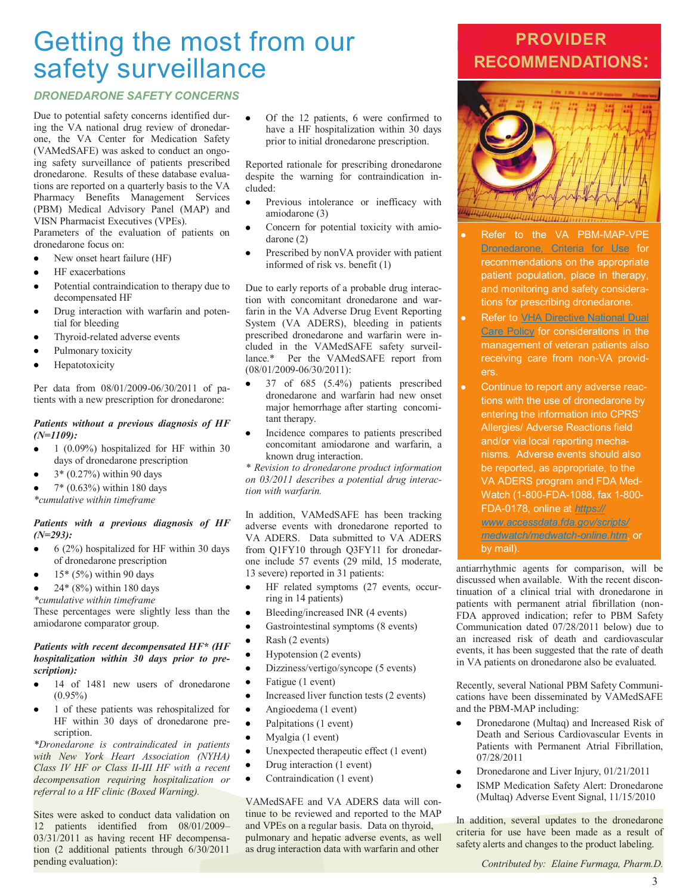# Getting the most from our safety surveillance

## DRONEDARONE SAFETY CONCERNS

Due to potential safety concerns identified during the VA national drug review of dronedarone, the VA Center for Medication Safety (VAMedSAFE) was asked to conduct an ongoing safety surveillance of patients prescribed dronedarone. Results of these database evaluations are reported on a quarterly basis to the VA Pharmacy Benefits Management Services (PBM) Medical Advisory Panel (MAP) and VISN Pharmacist Executives (VPEs).

Parameters of the evaluation of patients on dronedarone focus on:

- New onset heart failure (HF)
- HF exacerbations
- Potential contraindication to therapy due to decompensated HF
- Drug interaction with warfarin and potential for bleeding
- Thyroid-related adverse events
- Pulmonary toxicity
- Hepatotoxicity

Per data from 08/01/2009-06/30/2011 of patients with a new prescription for dronedarone:

***Patients without a previous diagnosis of HF (N=1109):***

- 1 (0.09%) hospitalized for HF within 30 days of dronedarone prescription
- 3* (0.27%) within 90 days
- 7* (0.63%) within 180 days

*\*cumulative within timeframe*

***Patients with a previous diagnosis of HF (N=293):***

- 6 (2%) hospitalized for HF within 30 days of dronedarone prescription
- 15* (5%) within 90 days
- 24* (8%) within 180 days

*\*cumulative within timeframe*

These percentages were slightly less than the amiodarone comparator group.

***Patients with recent decompensated HF\* (HF hospitalization within 30 days prior to prescription):***

- 14 of 1481 new users of dronedarone (0.95%)
- 1 of these patients was rehospitalized for HF within 30 days of dronedarone prescription.

*\*Dronedarone is contraindicated in patients with New York Heart Association (NYHA) Class IV HF or Class II-III HF with a recent decompensation requiring hospitalization or referral to a HF clinic (Boxed Warning).*

Sites were asked to conduct data validation on 12 patients identified from 08/01/2009–03/31/2011 as having recent HF decompensation (2 additional patients through 6/30/2011 pending evaluation):

- Of the 12 patients, 6 were confirmed to have a HF hospitalization within 30 days prior to initial dronedarone prescription.

Reported rationale for prescribing dronedarone despite the warning for contraindication included:

- Previous intolerance or inefficacy with amiodarone (3)
- Concern for potential toxicity with amiodarone (2)
- Prescribed by nonVA provider with patient informed of risk vs. benefit (1)

Due to early reports of a probable drug interaction with concomitant dronedarone and warfarin in the VA Adverse Drug Event Reporting System (VA ADERS), bleeding in patients prescribed dronedarone and warfarin were included in the VAMedSAFE safety surveillance.* Per the VAMedSAFE report from (08/01/2009-06/30/2011):

- 37 of 685 (5.4%) patients prescribed dronedarone and warfarin had new onset major hemorrhage after starting concomitant therapy.
- Incidence compares to patients prescribed concomitant amiodarone and warfarin, a known drug interaction.

*\* Revision to dronedarone product information on 03/2011 describes a potential drug interaction with warfarin.*

In addition, VAMedSAFE has been tracking adverse events with dronedarone reported to VA ADERS. Data submitted to VA ADERS from Q1FY10 through Q3FY11 for dronedarone include 57 events (29 mild, 15 moderate, 13 severe) reported in 31 patients:

- HF related symptoms (27 events, occurring in 14 patients)
- Bleeding/increased INR (4 events)
- Gastrointestinal symptoms (8 events)
- Rash (2 events)
- Hypotension (2 events)
- Dizziness/vertigo/syncope (5 events)
- Fatigue (1 event)
- Increased liver function tests (2 events)
- Angioedema (1 event)
- Palpitations (1 event)
- Myalgia (1 event)
- Unexpected therapeutic effect (1 event)
- Drug interaction (1 event)
- Contraindication (1 event)

VAMedSAFE and VA ADERS data will continue to be reviewed and reported to the MAP and VPEs on a regular basis. Data on thyroid, pulmonary and hepatic adverse events, as well as drug interaction data with warfarin and other antiarrhythmic agents for comparison, will be discussed when available. With the recent discontinuation of a clinical trial with dronedarone in patients with permanent atrial fibrillation (non-FDA approved indication; refer to PBM Safety Communication dated 07/28/2011 below) due to an increased risk of death and cardiovascular events, it has been suggested that the rate of death in VA patients on dronedarone also be evaluated.

Recently, several National PBM Safety Communications have been disseminated by VAMedSAFE and the PBM-MAP including:

- Dronedarone (Multaq) and Increased Risk of Death and Serious Cardiovascular Events in Patients with Permanent Atrial Fibrillation, 07/28/2011
- Dronedarone and Liver Injury, 01/21/2011
- ISMP Medication Safety Alert: Dronedarone (Multaq) Adverse Event Signal, 11/15/2010

In addition, several updates to the dronedarone criteria for use have been made as a result of safety alerts and changes to the product labeling.

*Contributed by: Elaine Furmaga, Pharm.D.*

## PROVIDER RECOMMENDATIONS:

- Refer to the VA PBM-MAP-VPE Dronedarone, Criteria for Use for recommendations on the appropriate patient population, place in therapy, and monitoring and safety considerations for prescribing dronedarone.
- Refer to VHA Directive National Dual Care Policy for considerations in the management of veteran patients also receiving care from non-VA providers.
- Continue to report any adverse reactions with the use of dronedarone by entering the information into CPRS' Allergies/ Adverse Reactions field and/or via local reporting mechanisms. Adverse events should also be reported, as appropriate, to the VA ADERS program and FDA MedWatch (1-800-FDA-1088, fax 1-800-FDA-0178, online at https://www.accessdata.fda.gov/scripts/medwatch/medwatch-online.htm, or by mail).